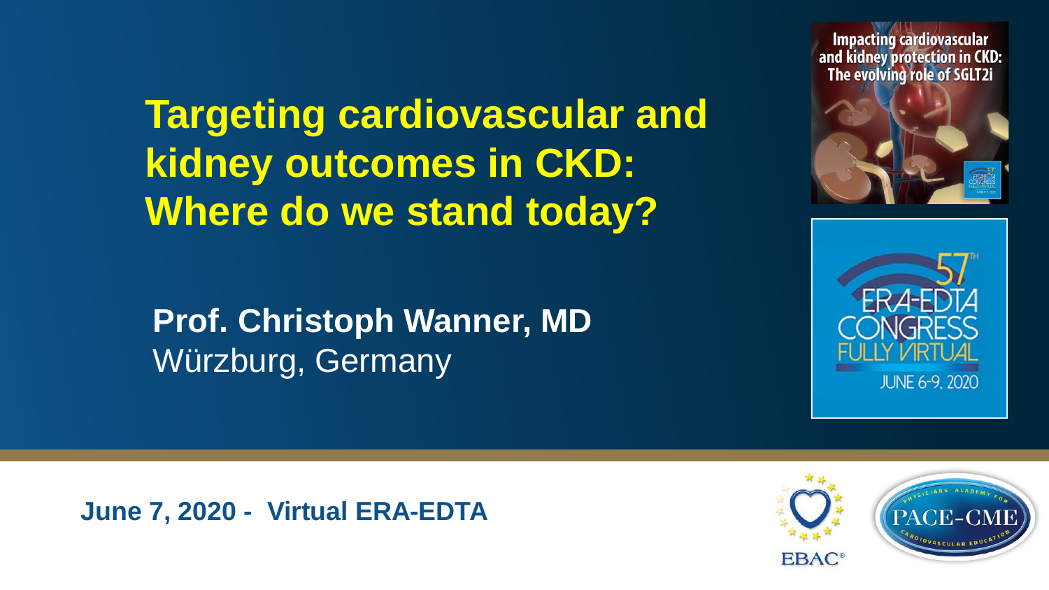# Targeting cardiovascular and kidney outcomes in CKD: Where do we stand today?

**Prof. Christoph Wanner, MD**
Würzburg, Germany

Impacting cardiovascular and kidney protection in CKD: The evolving role of SGLT2i

57TH ERA-EDTA CONGRESS FULLY VIRTUAL JUNE 6-9, 2020

**June 7, 2020 - Virtual ERA-EDTA**

EBAC®

PHYSICIANS' ACADEMY FOR CARDIOVASCULAR EDUCATION PACE-CME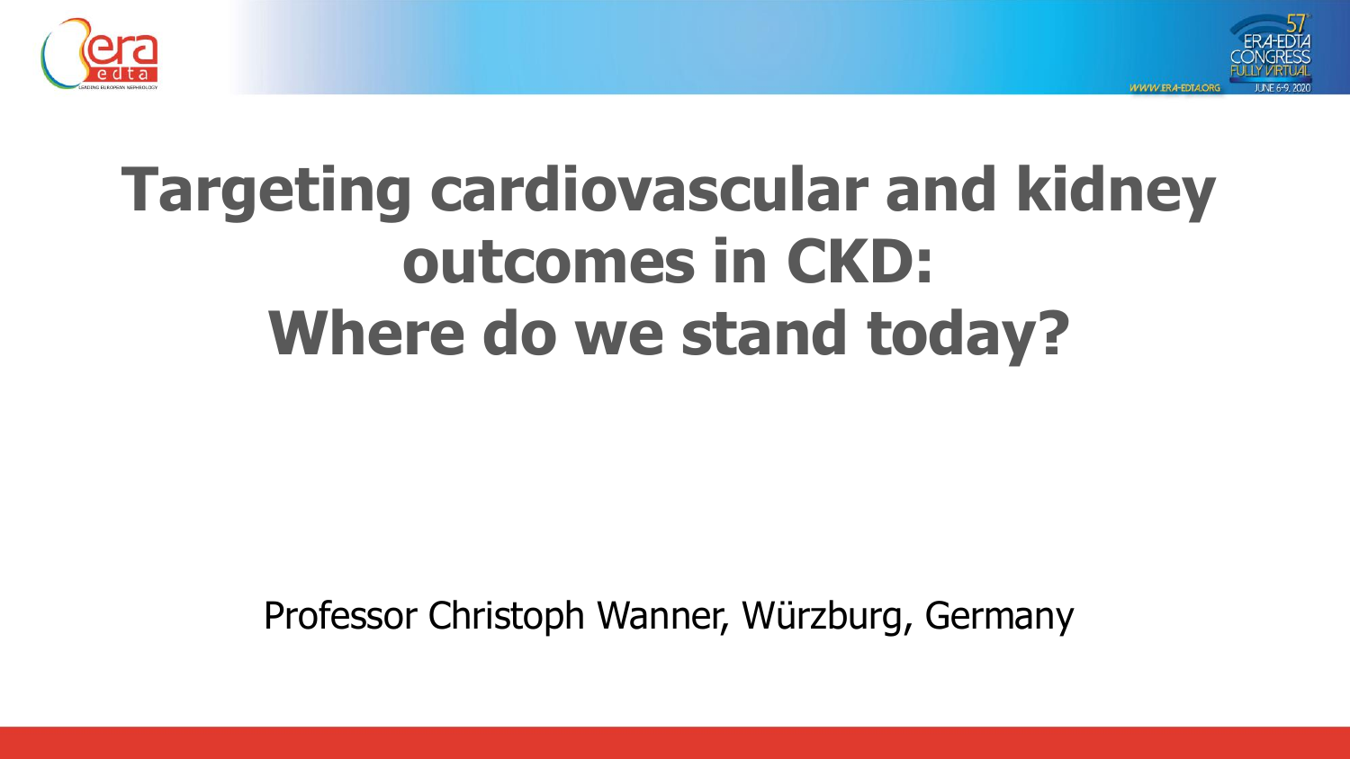# Targeting cardiovascular and kidney outcomes in CKD: Where do we stand today?

Professor Christoph Wanner, Würzburg, Germany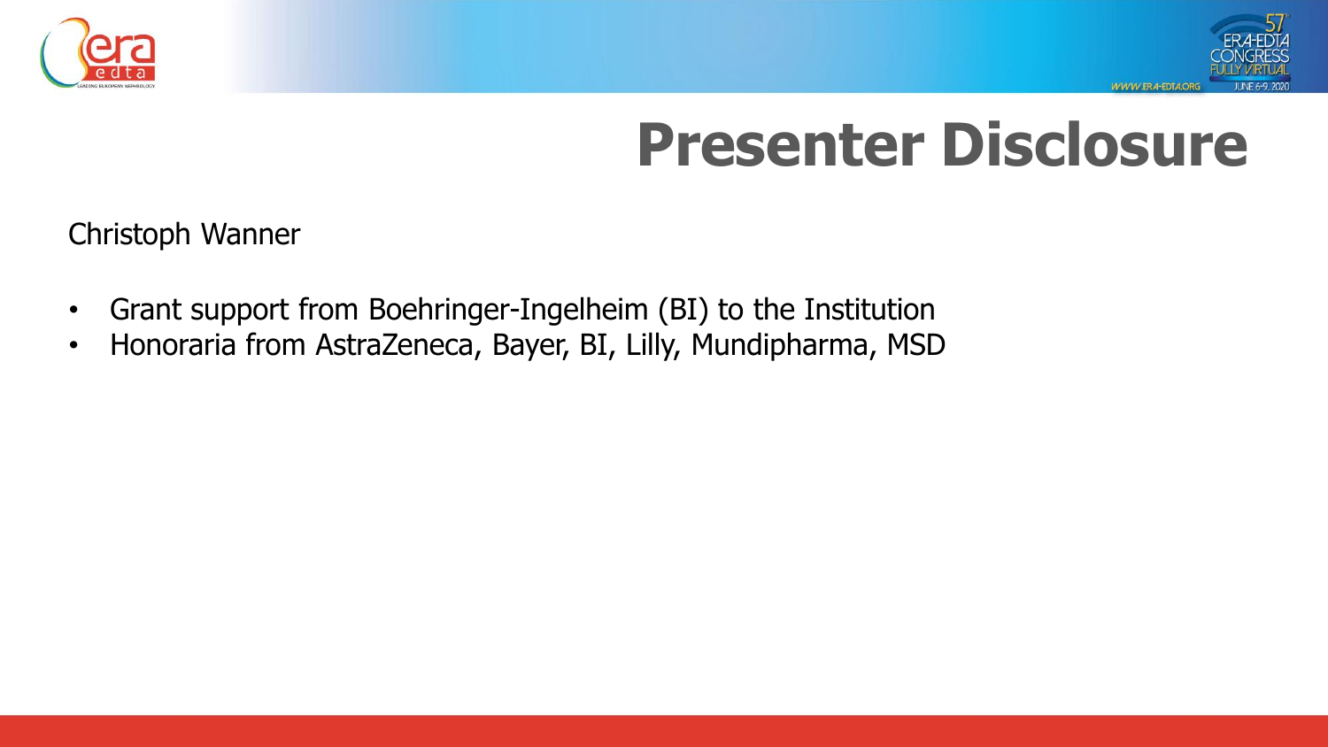# Presenter Disclosure

Christoph Wanner

- Grant support from Boehringer-Ingelheim (BI) to the Institution
- Honoraria from AstraZeneca, Bayer, BI, Lilly, Mundipharma, MSD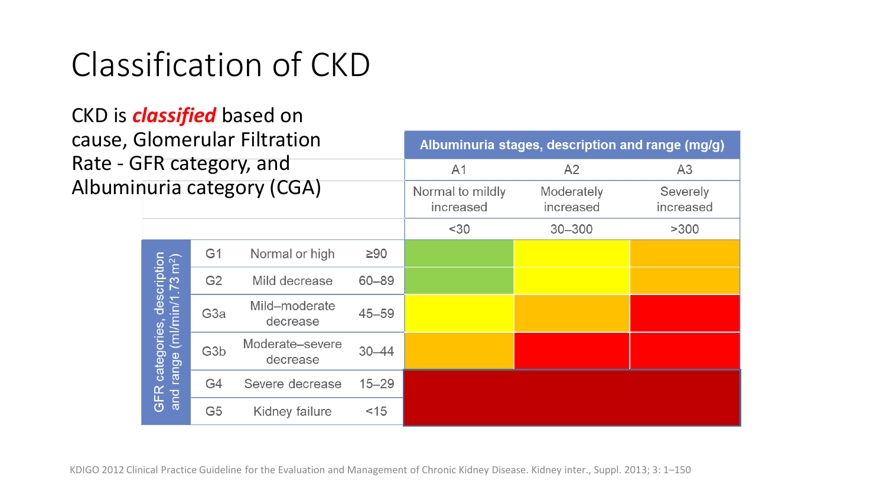# Classification of CKD

CKD is ***classified*** based on cause, Glomerular Filtration Rate - GFR category, and Albuminuria category (CGA)

| GFR categories, description and range (ml/min/1.73 m²) | | | Albuminuria stages, description and range (mg/g) | | |
|---|---|---|---|---|---|
| | | | A1 | A2 | A3 |
| | | | Normal to mildly increased | Moderately increased | Severely increased |
| | | | <30 | 30–300 | >300 |
| G1 | Normal or high | ≥90 | | | |
| G2 | Mild decrease | 60–89 | | | |
| G3a | Mild–moderate decrease | 45–59 | | | |
| G3b | Moderate–severe decrease | 30–44 | | | |
| G4 | Severe decrease | 15–29 | | | |
| G5 | Kidney failure | <15 | | | |

KDIGO 2012 Clinical Practice Guideline for the Evaluation and Management of Chronic Kidney Disease. Kidney inter., Suppl. 2013; 3: 1–150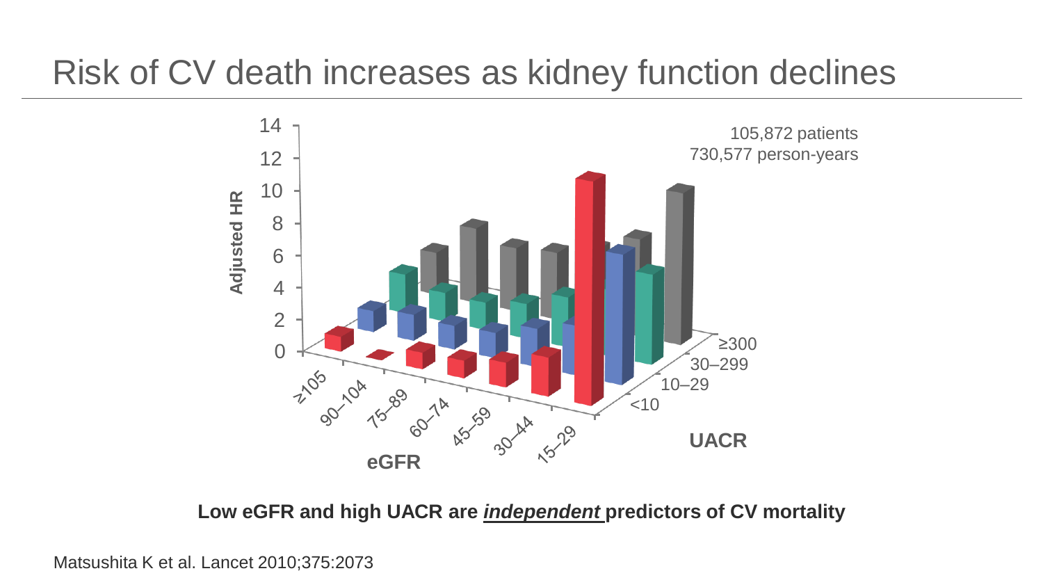# Risk of CV death increases as kidney function declines

Adjusted HR

105,872 patients
730,577 person-years

eGFR: ≥105, 90–104, 75–89, 60–74, 45–59, 30–44, 15–29

UACR: <10, 10–29, 30–299, ≥300

**Low eGFR and high UACR are _independent_ predictors of CV mortality**

Matsushita K et al. Lancet 2010;375:2073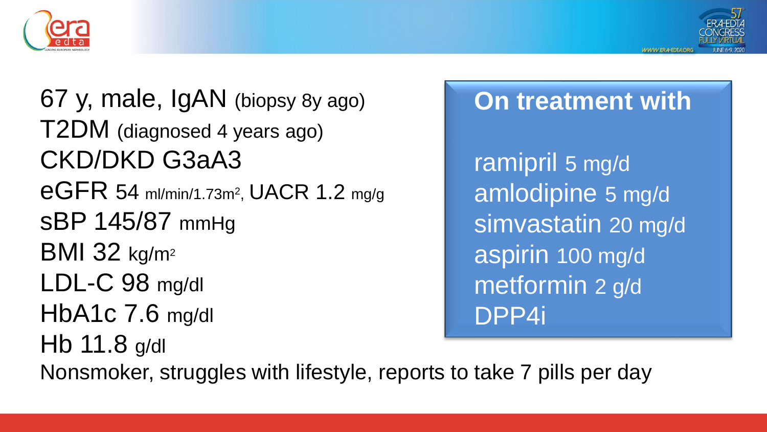67 y, male, IgAN (biopsy 8y ago)
T2DM (diagnosed 4 years ago)
CKD/DKD G3aA3
eGFR 54 ml/min/1.73m$^2$, UACR 1.2 mg/g
sBP 145/87 mmHg
BMI 32 kg/m$^2$
LDL-C 98 mg/dl
HbA1c 7.6 mg/dl
Hb 11.8 g/dl
Nonsmoker, struggles with lifestyle, reports to take 7 pills per day

**On treatment with**

ramipril 5 mg/d
amlodipine 5 mg/d
simvastatin 20 mg/d
aspirin 100 mg/d
metformin 2 g/d
DPP4i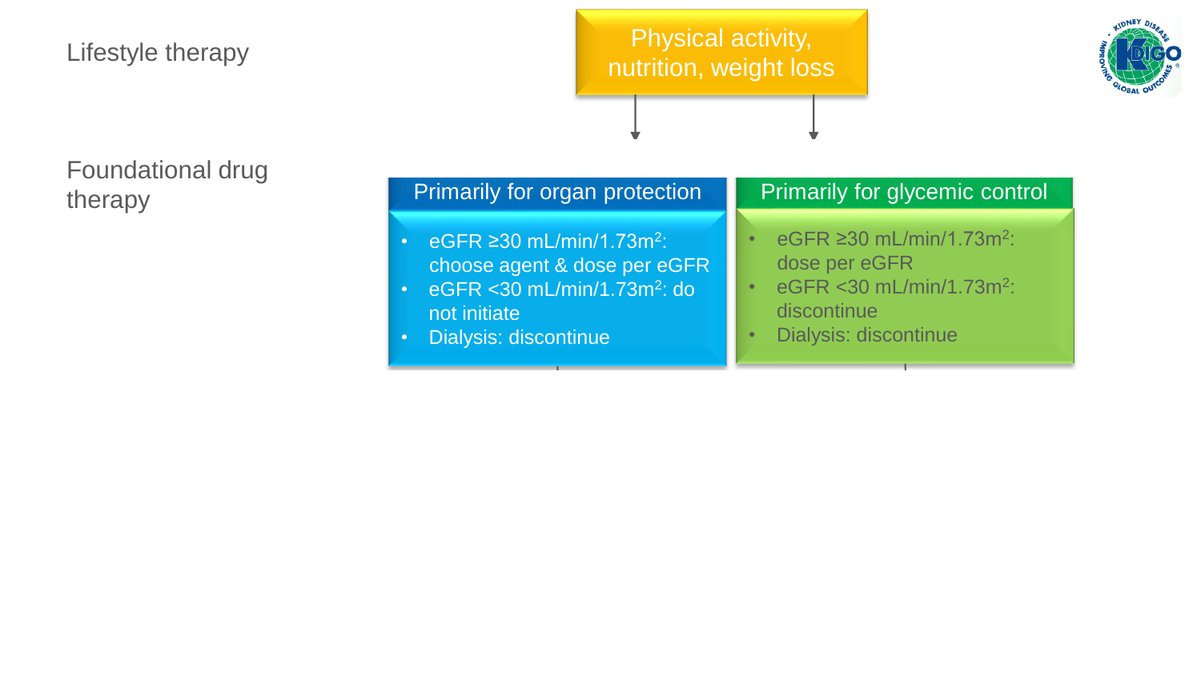Lifestyle therapy

**Physical activity, nutrition, weight loss**

Foundational drug therapy

**Primarily for organ protection**

- eGFR ≥30 mL/min/1.73m$^2$: choose agent & dose per eGFR
- eGFR <30 mL/min/1.73m$^2$: do not initiate
- Dialysis: discontinue

**Primarily for glycemic control**

- eGFR ≥30 mL/min/1.73m$^2$: dose per eGFR
- eGFR <30 mL/min/1.73m$^2$: discontinue
- Dialysis: discontinue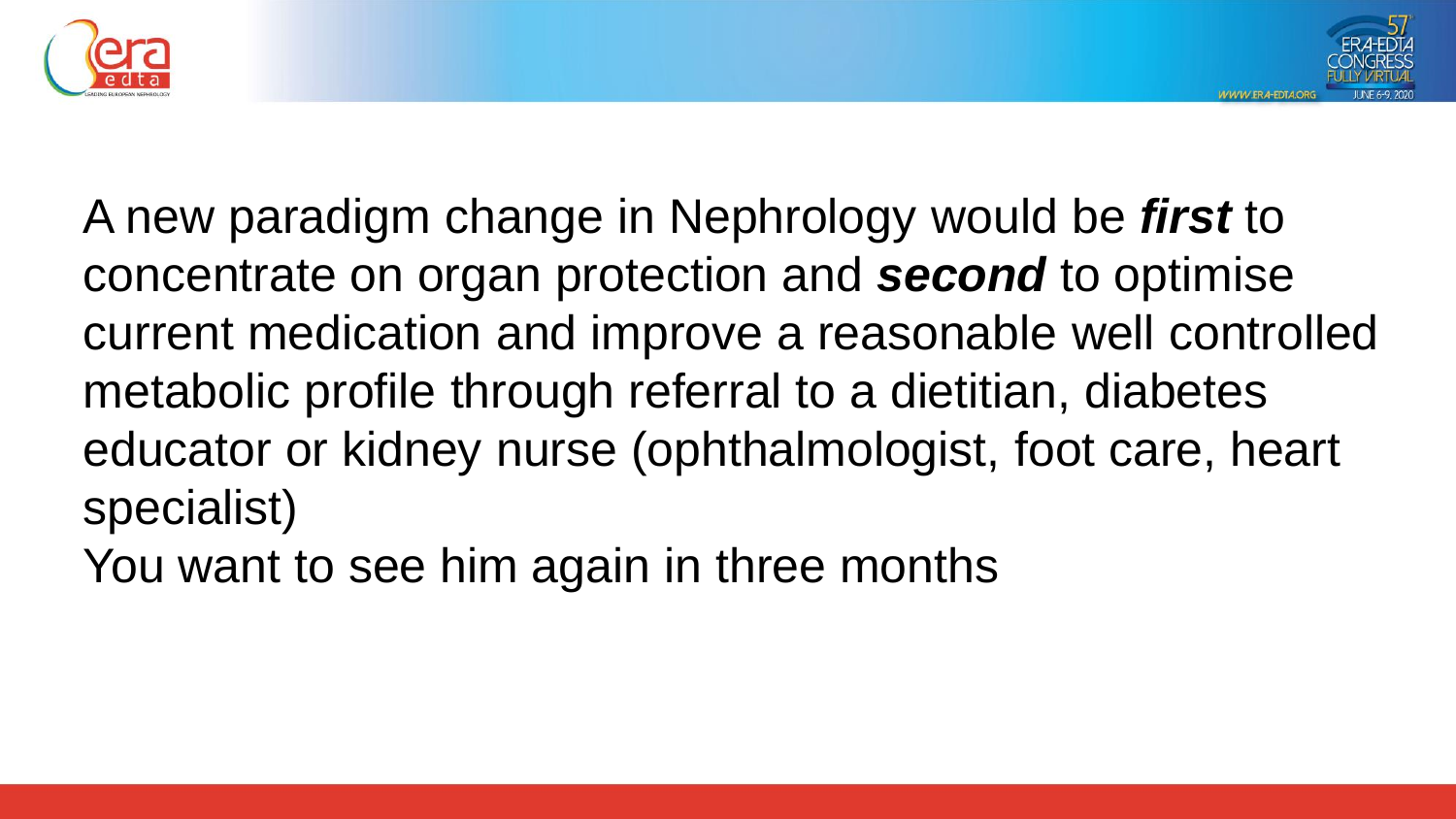A new paradigm change in Nephrology would be ***first*** to concentrate on organ protection and ***second*** to optimise current medication and improve a reasonable well controlled metabolic profile through referral to a dietitian, diabetes educator or kidney nurse (ophthalmologist, foot care, heart specialist)

You want to see him again in three months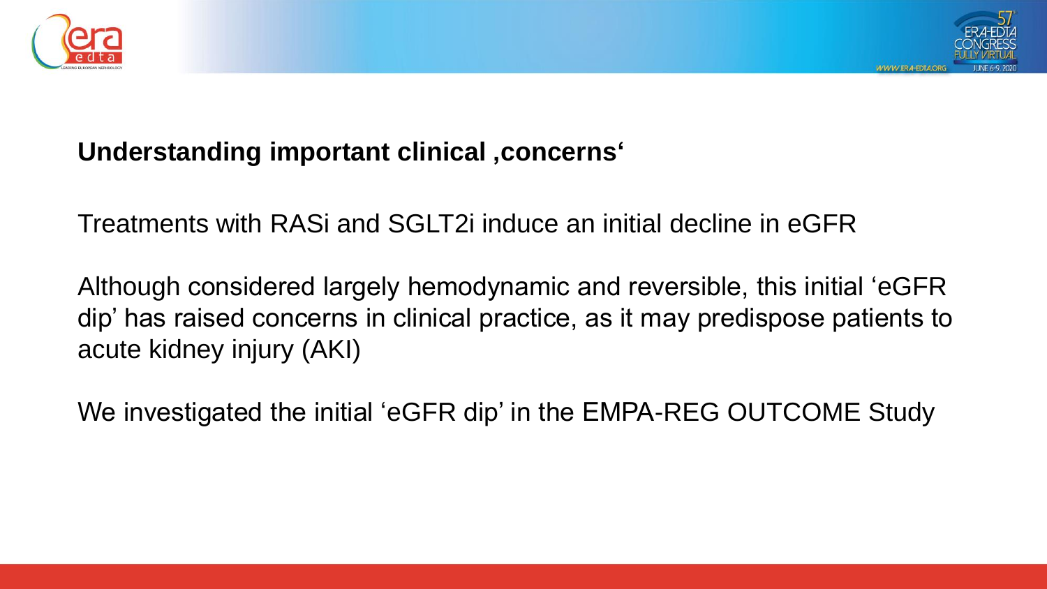## Understanding important clinical ‚concerns‘

Treatments with RASi and SGLT2i induce an initial decline in eGFR

Although considered largely hemodynamic and reversible, this initial ‘eGFR dip’ has raised concerns in clinical practice, as it may predispose patients to acute kidney injury (AKI)

We investigated the initial ‘eGFR dip’ in the EMPA-REG OUTCOME Study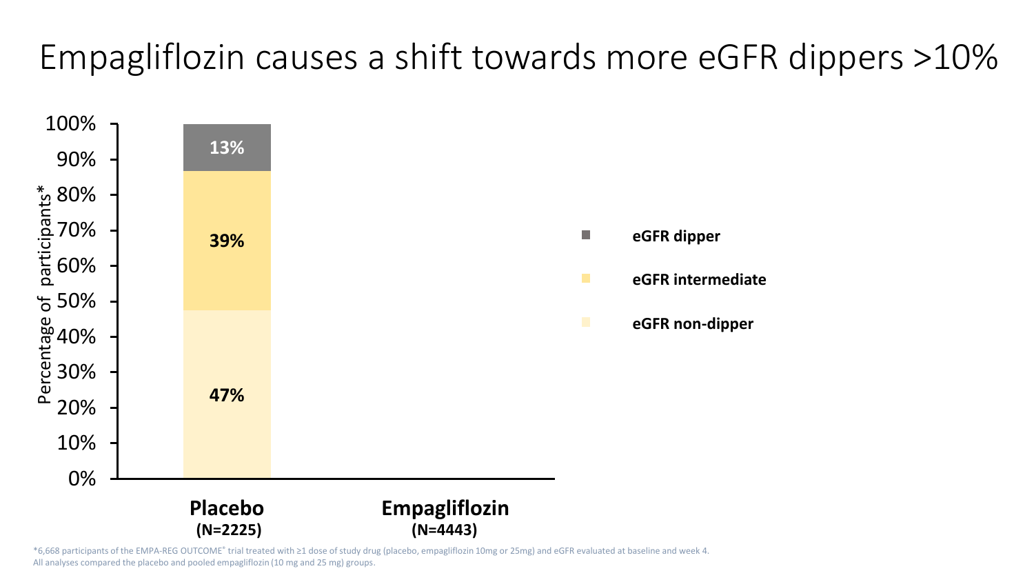# Empagliflozin causes a shift towards more eGFR dippers >10%

Percentage of participants*

| | Placebo (N=2225) | Empagliflozin (N=4443) |
|---|---|---|
| eGFR dipper | 13% | |
| eGFR intermediate | 39% | |
| eGFR non-dipper | 47% | |

*6,668 participants of the EMPA-REG OUTCOME® trial treated with ≥1 dose of study drug (placebo, empagliflozin 10mg or 25mg) and eGFR evaluated at baseline and week 4.
All analyses compared the placebo and pooled empagliflozin (10 mg and 25 mg) groups.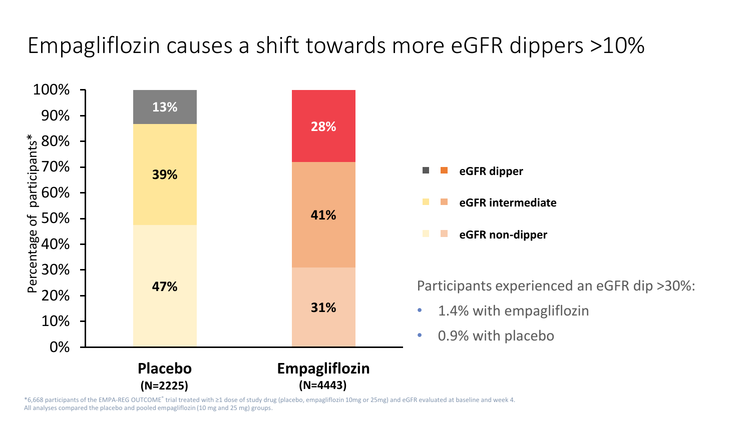# Empagliflozin causes a shift towards more eGFR dippers >10%

| Percentage of participants* | Placebo (N=2225) | Empagliflozin (N=4443) |
|---|---|---|
| eGFR dipper | 13% | 28% |
| eGFR intermediate | 39% | 41% |
| eGFR non-dipper | 47% | 31% |

Participants experienced an eGFR dip >30%:

- 1.4% with empagliflozin
- 0.9% with placebo

*6,668 participants of the EMPA-REG OUTCOME® trial treated with ≥1 dose of study drug (placebo, empagliflozin 10mg or 25mg) and eGFR evaluated at baseline and week 4. All analyses compared the placebo and pooled empagliflozin (10 mg and 25 mg) groups.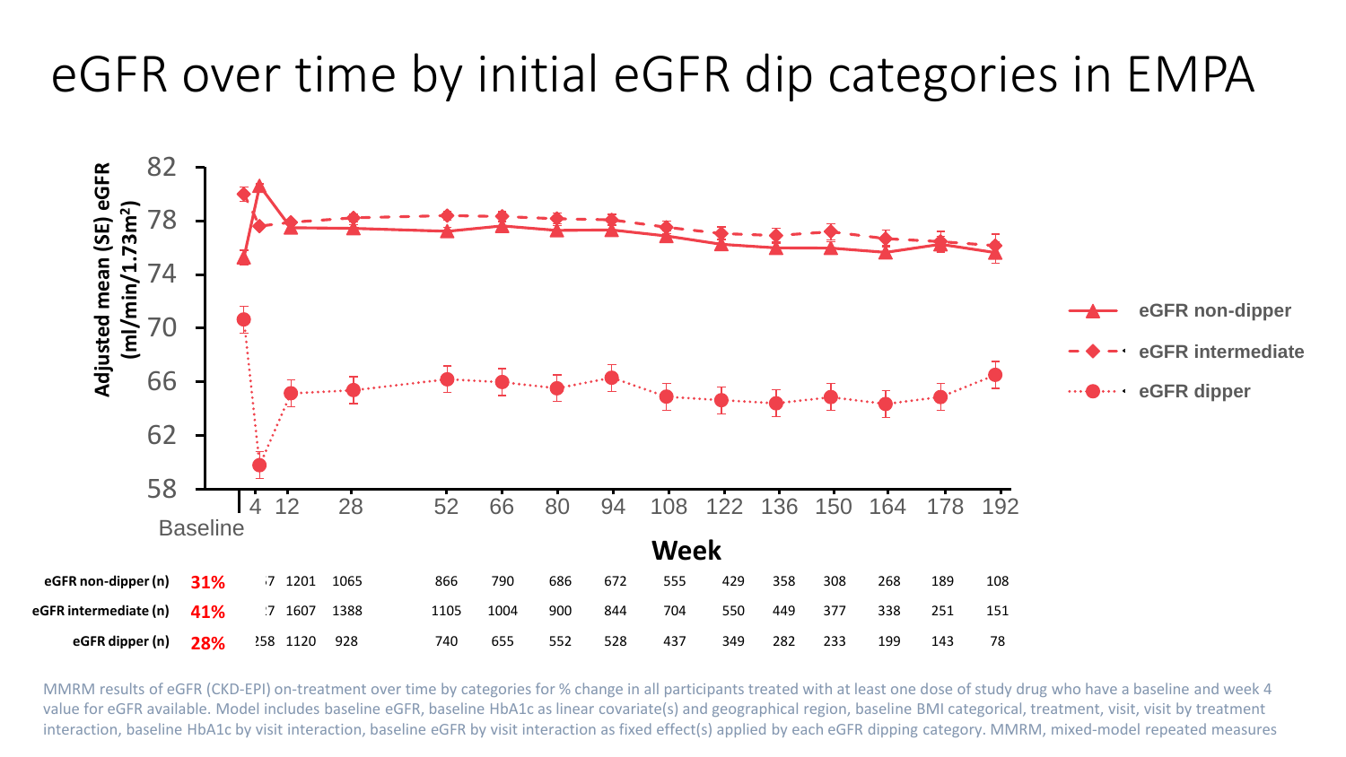# eGFR over time by initial eGFR dip categories in EMPA

Adjusted mean (SE) eGFR (ml/min/1.73m$^2$)

Week: Baseline, 4, 12, 28, 52, 66, 80, 94, 108, 122, 136, 150, 164, 178, 192

- eGFR non-dipper
- eGFR intermediate
- eGFR dipper

| | | Baseline/4 | 12 | 28 | 52 | 66 | 80 | 94 | 108 | 122 | 136 | 150 | 164 | 178 | 192 |
|---|---|---|---|---|---|---|---|---|---|---|---|---|---|---|---|
| **eGFR non-dipper (n)** | **31%** | ·7 | 1201 | 1065 | 866 | 790 | 686 | 672 | 555 | 429 | 358 | 308 | 268 | 189 | 108 |
| **eGFR intermediate (n)** | **41%** | ·7 | 1607 | 1388 | 1105 | 1004 | 900 | 844 | 704 | 550 | 449 | 377 | 338 | 251 | 151 |
| **eGFR dipper (n)** | **28%** | ·258 | 1120 | 928 | 740 | 655 | 552 | 528 | 437 | 349 | 282 | 233 | 199 | 143 | 78 |

MMRM results of eGFR (CKD-EPI) on-treatment over time by categories for % change in all participants treated with at least one dose of study drug who have a baseline and week 4 value for eGFR available. Model includes baseline eGFR, baseline HbA1c as linear covariate(s) and geographical region, baseline BMI categorical, treatment, visit, visit by treatment interaction, baseline HbA1c by visit interaction, baseline eGFR by visit interaction as fixed effect(s) applied by each eGFR dipping category. MMRM, mixed-model repeated measures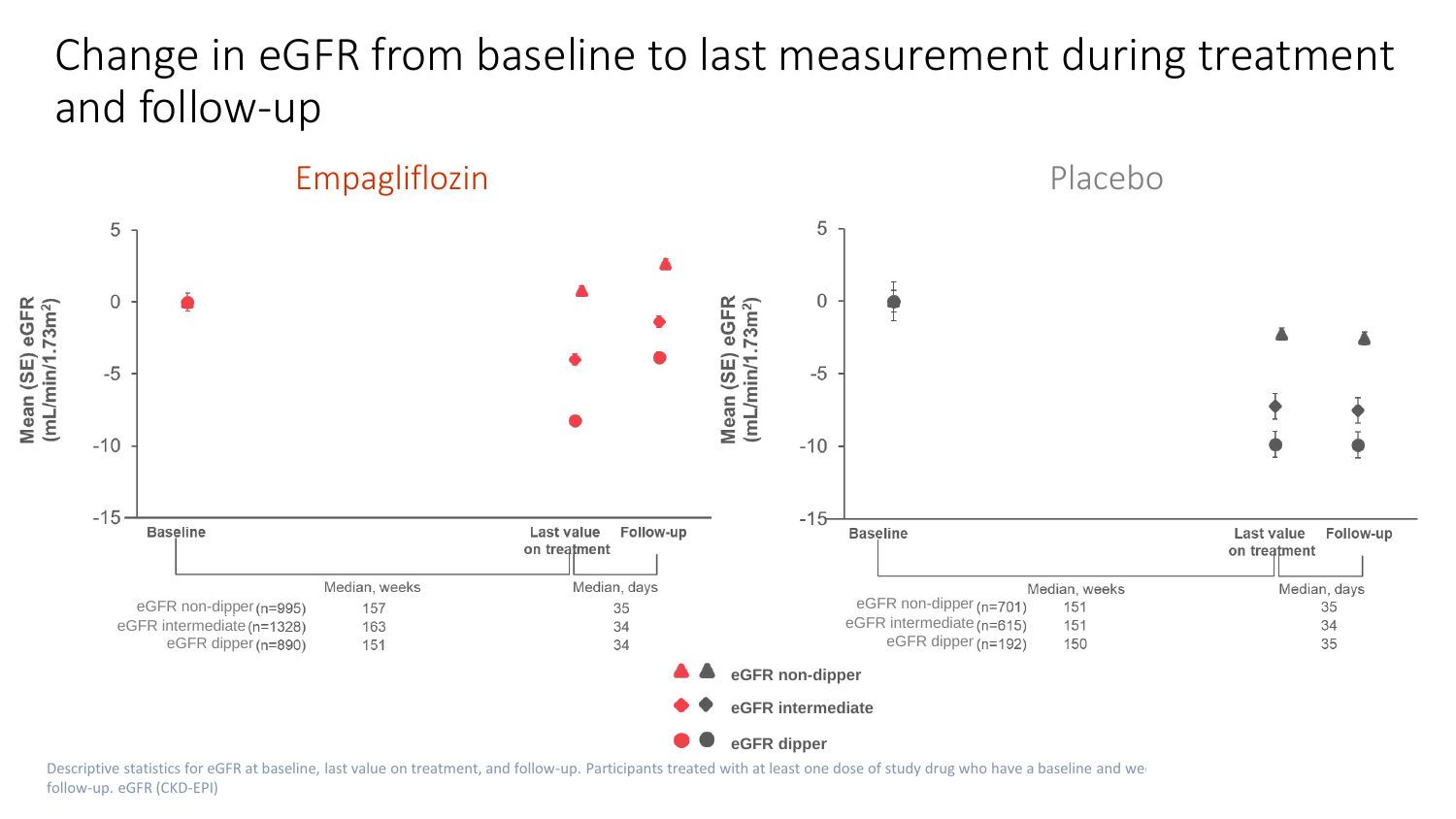# Change in eGFR from baseline to last measurement during treatment and follow-up

## Empagliflozin

Mean (SE) eGFR (mL/min/1.73m²)

Baseline | Last value on treatment | Follow-up

| | Median, weeks | Median, days |
|---|---|---|
| eGFR non-dipper (n=995) | 157 | 35 |
| eGFR intermediate (n=1328) | 163 | 34 |
| eGFR dipper (n=890) | 151 | 34 |

## Placebo

Mean (SE) eGFR (mL/min/1.73m²)

Baseline | Last value on treatment | Follow-up

| | Median, weeks | Median, days |
|---|---|---|
| eGFR non-dipper (n=701) | 151 | 35 |
| eGFR intermediate (n=615) | 151 | 34 |
| eGFR dipper (n=192) | 150 | 35 |

- eGFR non-dipper
- eGFR intermediate
- eGFR dipper

Descriptive statistics for eGFR at baseline, last value on treatment, and follow-up. Participants treated with at least one dose of study drug who have a baseline and we follow-up. eGFR (CKD-EPI)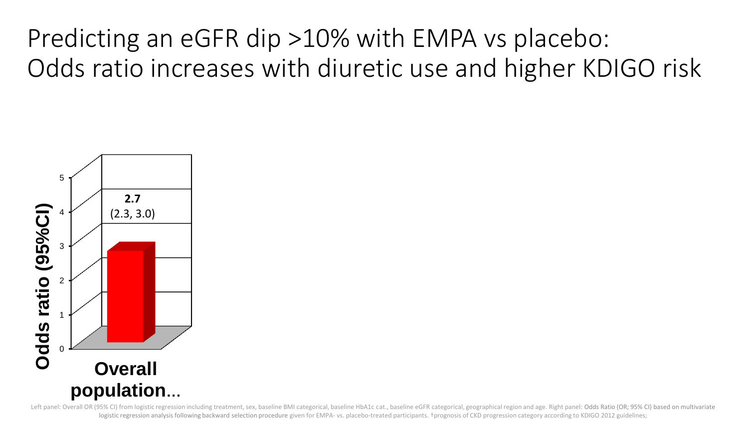# Predicting an eGFR dip >10% with EMPA vs placebo: Odds ratio increases with diuretic use and higher KDIGO risk

Odds ratio (95%CI)

**2.7**
(2.3, 3.0)

**Overall population**...

Left panel: Overall OR (95% CI) from logistic regression including treatment, sex, baseline BMI categorical, baseline HbA1c cat., baseline eGFR categorical, geographical region and age. Right panel: Odds Ratio (OR; 95% CI) based on multivariate logistic regression analysis following backward selection procedure given for EMPA- vs. placebo-treated participants. †prognosis of CKD progression category according to KDIGO 2012 guidelines;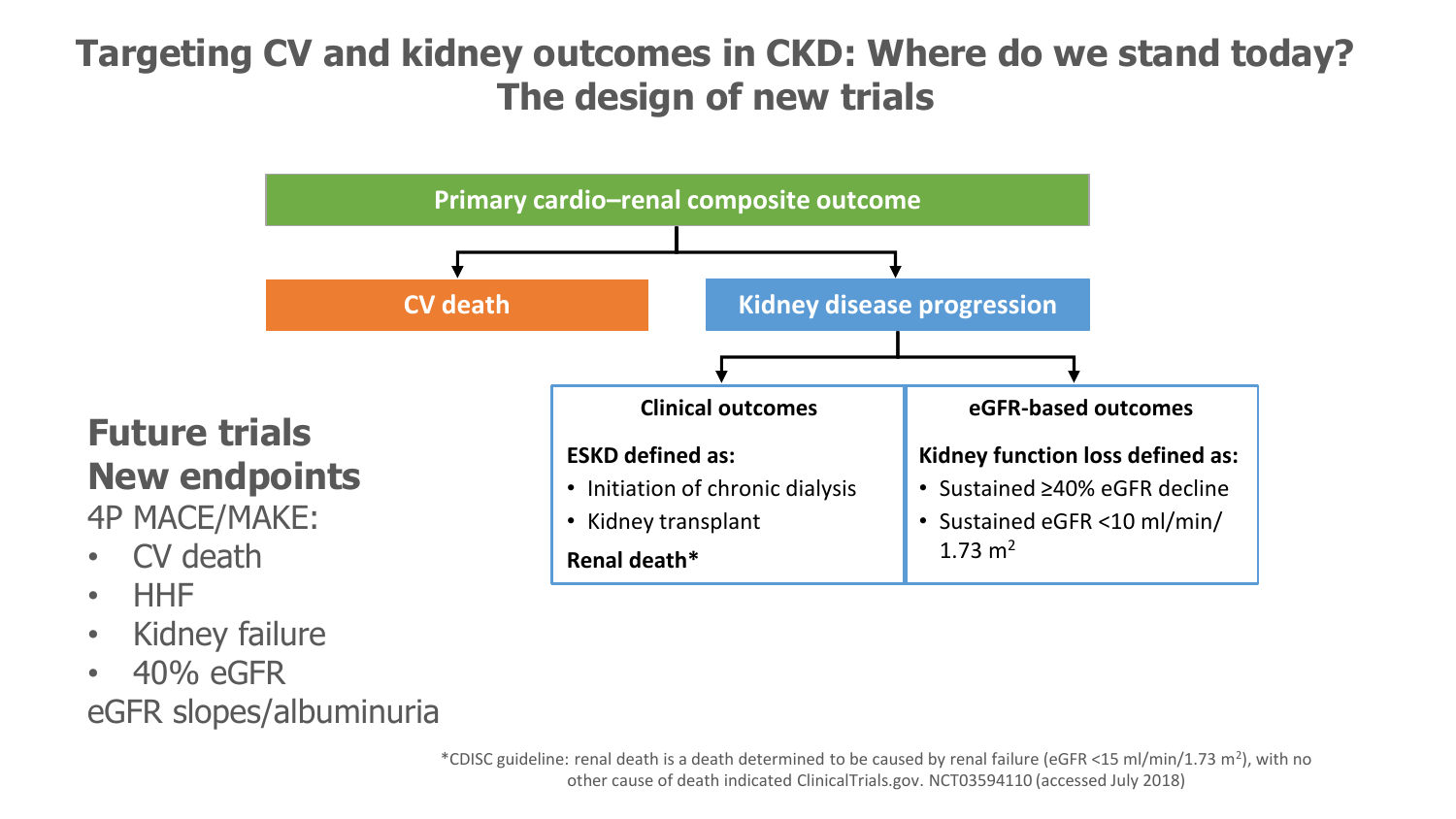# Targeting CV and kidney outcomes in CKD: Where do we stand today? The design of new trials

**Primary cardio–renal composite outcome**

- **CV death**
- **Kidney disease progression**
  - **Clinical outcomes**
    - **ESKD defined as:**
      - Initiation of chronic dialysis
      - Kidney transplant
    - **Renal death***
  - **eGFR-based outcomes**
    - **Kidney function loss defined as:**
      - Sustained ≥40% eGFR decline
      - Sustained eGFR <10 ml/min/1.73 $m^2$

## Future trials New endpoints

4P MACE/MAKE:

- CV death
- HHF
- Kidney failure
- 40% eGFR

eGFR slopes/albuminuria

*CDISC guideline: renal death is a death determined to be caused by renal failure (eGFR <15 ml/min/1.73 $m^2$), with no other cause of death indicated ClinicalTrials.gov. NCT03594110 (accessed July 2018)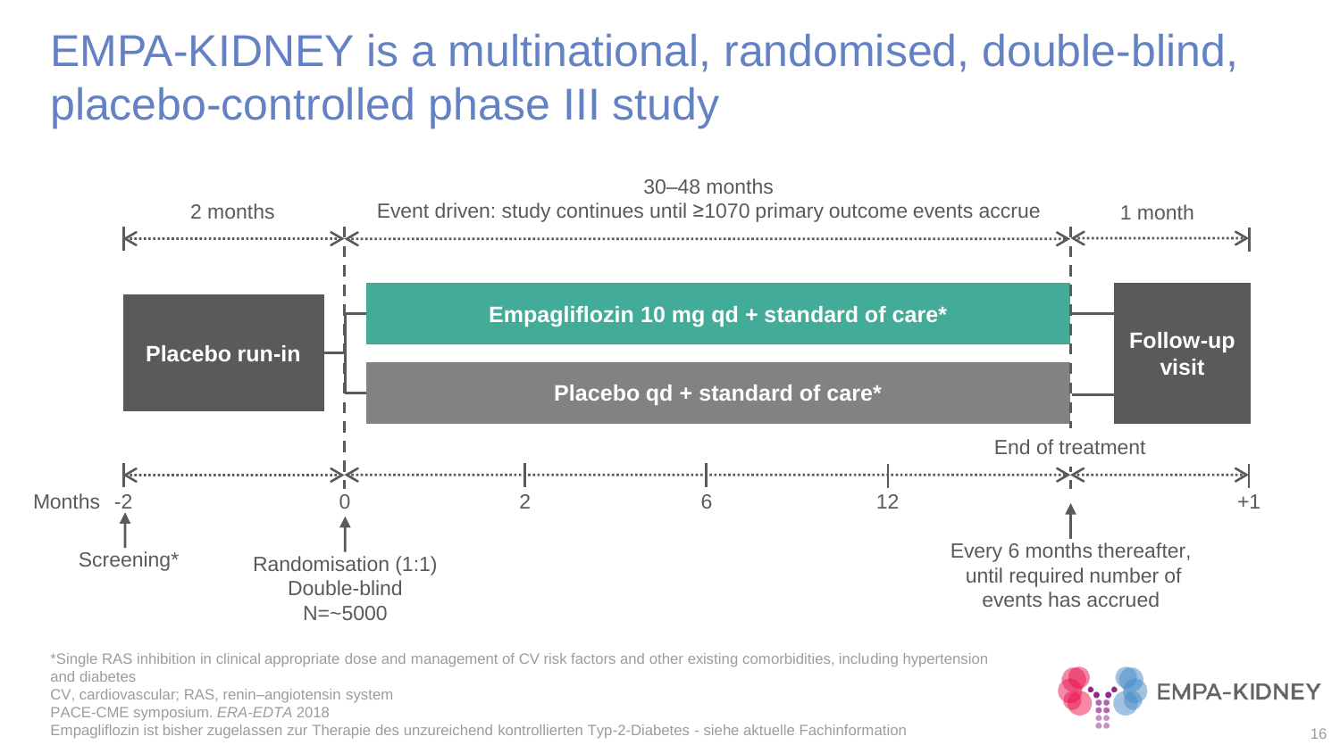# EMPA-KIDNEY is a multinational, randomised, double-blind, placebo-controlled phase III study

2 months

30–48 months
Event driven: study continues until ≥1070 primary outcome events accrue

1 month

**Placebo run-in**

**Empagliflozin 10 mg qd + standard of care***

**Placebo qd + standard of care***

**Follow-up visit**

End of treatment

Months -2 | 0 | 2 | 6 | 12 | +1

Screening*

Randomisation (1:1)
Double-blind
N=~5000

Every 6 months thereafter, until required number of events has accrued

*Single RAS inhibition in clinical appropriate dose and management of CV risk factors and other existing comorbidities, including hypertension and diabetes

CV, cardiovascular; RAS, renin–angiotensin system

PACE-CME symposium. *ERA-EDTA* 2018

Empagliflozin ist bisher zugelassen zur Therapie des unzureichend kontrollierten Typ-2-Diabetes - siehe aktuelle Fachinformation

EMPA-KIDNEY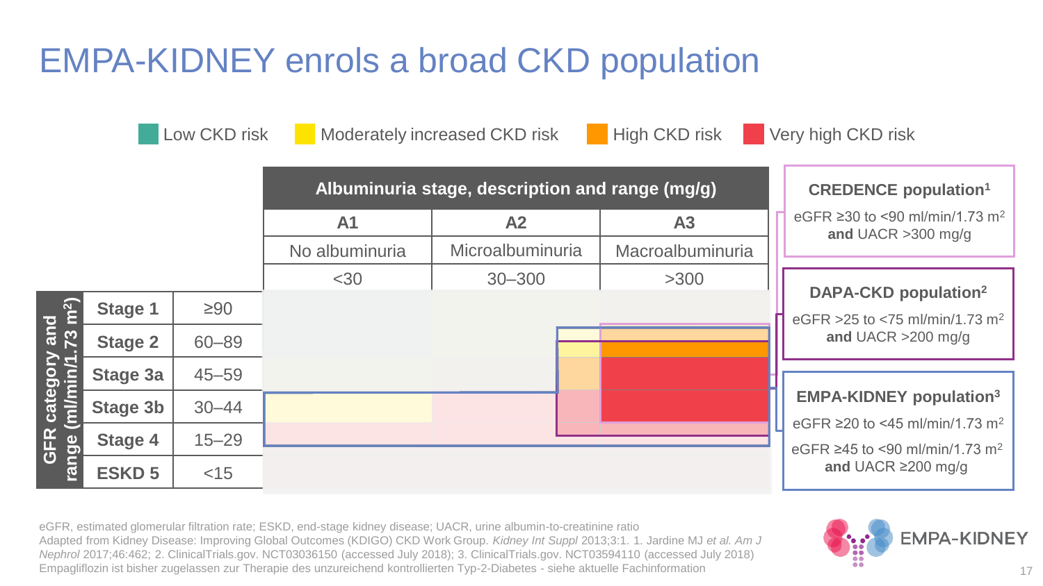# EMPA-KIDNEY enrols a broad CKD population

Low CKD risk | Moderately increased CKD risk | High CKD risk | Very high CKD risk

| GFR category and range (ml/min/1.73 m²) | | Albuminuria stage, description and range (mg/g) | | |
|---|---|---|---|---|
| | | **A1** | **A2** | **A3** |
| | | No albuminuria | Microalbuminuria | Macroalbuminuria |
| | | <30 | 30–300 | >300 |
| **Stage 1** | ≥90 | | | |
| **Stage 2** | 60–89 | | | |
| **Stage 3a** | 45–59 | | | |
| **Stage 3b** | 30–44 | | | |
| **Stage 4** | 15–29 | | | |
| **ESKD 5** | <15 | | | |

**CREDENCE population[1]**

eGFR ≥30 to <90 ml/min/1.73 m$^2$ **and** UACR >300 mg/g

**DAPA-CKD population[2]**

eGFR >25 to <75 ml/min/1.73 m$^2$ **and** UACR >200 mg/g

**EMPA-KIDNEY population[3]**

eGFR ≥20 to <45 ml/min/1.73 m$^2$

eGFR ≥45 to <90 ml/min/1.73 m$^2$ **and** UACR ≥200 mg/g

eGFR, estimated glomerular filtration rate; ESKD, end-stage kidney disease; UACR, urine albumin-to-creatinine ratio
Adapted from Kidney Disease: Improving Global Outcomes (KDIGO) CKD Work Group. *Kidney Int Suppl* 2013;3:1. 1. Jardine MJ *et al. Am J Nephrol* 2017;46:462; 2. ClinicalTrials.gov. NCT03036150 (accessed July 2018); 3. ClinicalTrials.gov. NCT03594110 (accessed July 2018)
Empagliflozin ist bisher zugelassen zur Therapie des unzureichend kontrollierten Typ-2-Diabetes - siehe aktuelle Fachinformation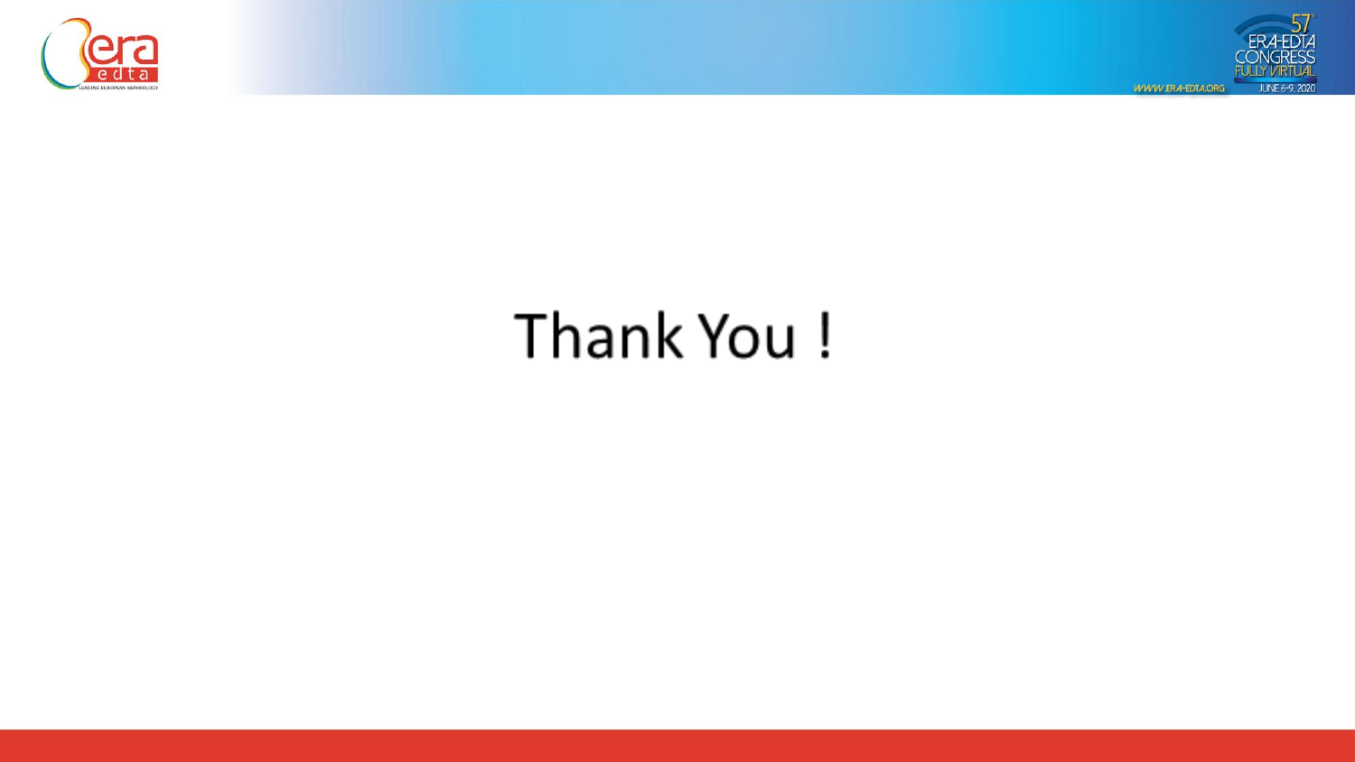Thank You !